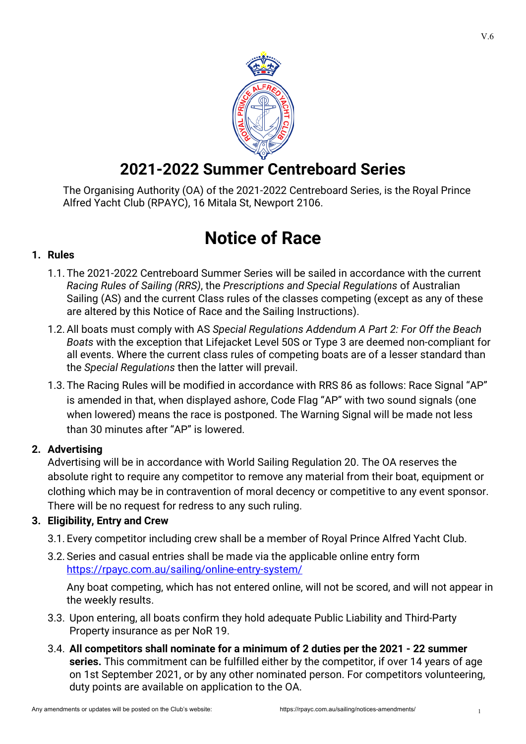V.6

# 2021-2022 Summer Centreboard Series

The Organising Authority (OA) of the 2021-2022 Centreboard Series, is the Royal Prince Alfred Yacht Club (RPAYC), 16 Mitala St, Newport 2106.

# Notice of Race

## 1. Rules

1.1. The 2021-2022 Centreboard Summer Series will be sailed in accordance with the current *Racing Rules of Sailing (RRS)*, the *Prescriptions and Special Regulations* of Australian Sailing (AS) and the current Class rules of the classes competing (except as any of these are altered by this Notice of Race and the Sailing Instructions).

1.2. All boats must comply with AS *Special Regulations Addendum A Part 2: For Off the Beach Boats* with the exception that Lifejacket Level 50S or Type 3 are deemed non-compliant for all events. Where the current class rules of competing boats are of a lesser standard than the *Special Regulations* then the latter will prevail.

1.3. The Racing Rules will be modified in accordance with RRS 86 as follows: Race Signal "AP" is amended in that, when displayed ashore, Code Flag "AP" with two sound signals (one when lowered) means the race is postponed. The Warning Signal will be made not less than 30 minutes after "AP" is lowered.

## 2. Advertising

Advertising will be in accordance with World Sailing Regulation 20. The OA reserves the absolute right to require any competitor to remove any material from their boat, equipment or clothing which may be in contravention of moral decency or competitive to any event sponsor. There will be no request for redress to any such ruling.

## 3. Eligibility, Entry and Crew

3.1. Every competitor including crew shall be a member of Royal Prince Alfred Yacht Club.

3.2. Series and casual entries shall be made via the applicable online entry form https://rpayc.com.au/sailing/online-entry-system/

Any boat competing, which has not entered online, will not be scored, and will not appear in the weekly results.

3.3. Upon entering, all boats confirm they hold adequate Public Liability and Third-Party Property insurance as per NoR 19.

3.4. **All competitors shall nominate for a minimum of 2 duties per the 2021 - 22 summer series.** This commitment can be fulfilled either by the competitor, if over 14 years of age on 1st September 2021, or by any other nominated person. For competitors volunteering, duty points are available on application to the OA.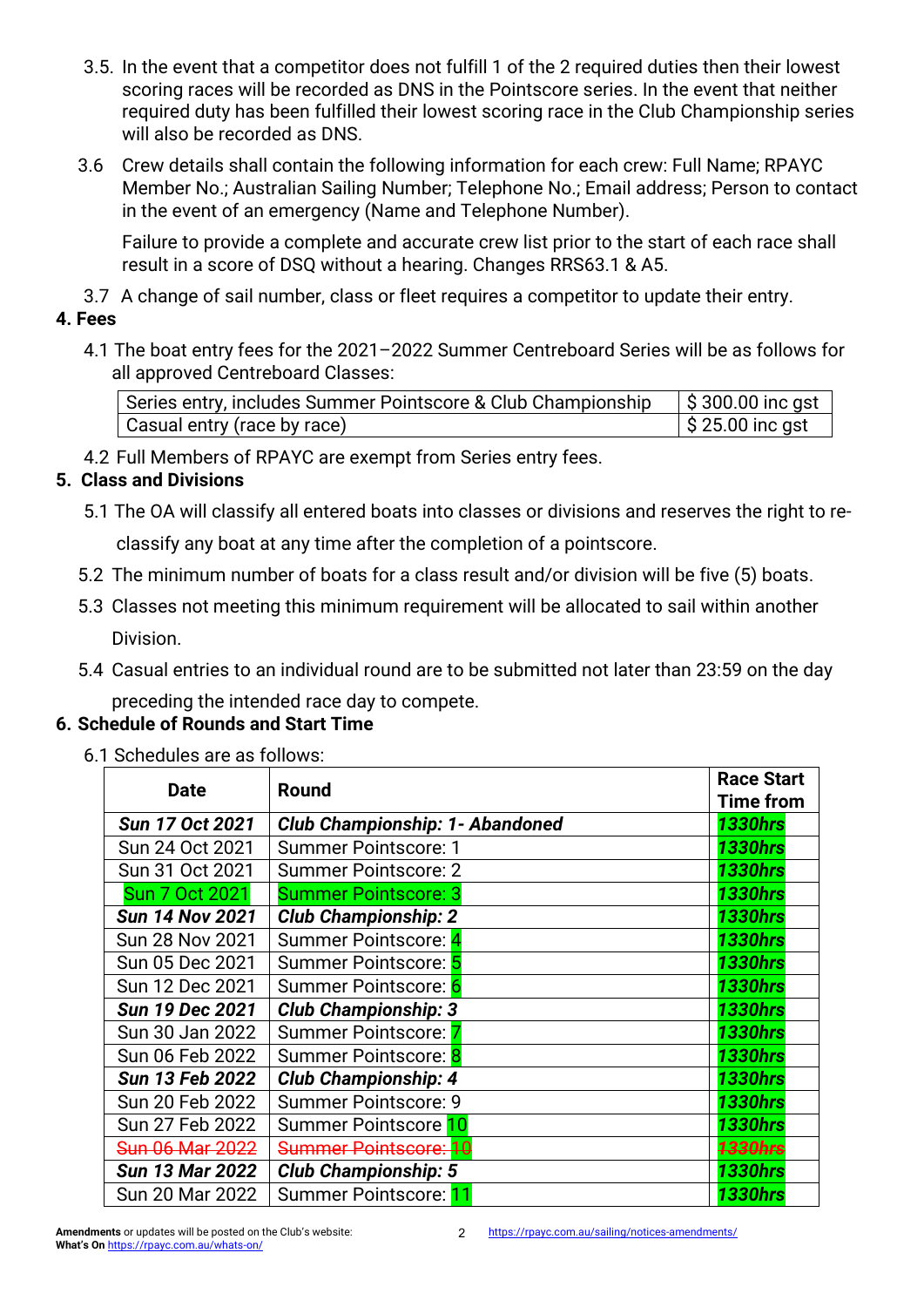3.5. In the event that a competitor does not fulfill 1 of the 2 required duties then their lowest scoring races will be recorded as DNS in the Pointscore series. In the event that neither required duty has been fulfilled their lowest scoring race in the Club Championship series will also be recorded as DNS.

3.6 Crew details shall contain the following information for each crew: Full Name; RPAYC Member No.; Australian Sailing Number; Telephone No.; Email address; Person to contact in the event of an emergency (Name and Telephone Number).

Failure to provide a complete and accurate crew list prior to the start of each race shall result in a score of DSQ without a hearing. Changes RRS63.1 & A5.

3.7 A change of sail number, class or fleet requires a competitor to update their entry.

## 4. Fees

4.1 The boat entry fees for the 2021–2022 Summer Centreboard Series will be as follows for all approved Centreboard Classes:

| | |
|---|---|
| Series entry, includes Summer Pointscore & Club Championship | $ 300.00 inc gst |
| Casual entry (race by race) | $ 25.00 inc gst |

4.2 Full Members of RPAYC are exempt from Series entry fees.

## 5. Class and Divisions

5.1 The OA will classify all entered boats into classes or divisions and reserves the right to re-classify any boat at any time after the completion of a pointscore.

5.2 The minimum number of boats for a class result and/or division will be five (5) boats.

5.3 Classes not meeting this minimum requirement will be allocated to sail within another Division.

5.4 Casual entries to an individual round are to be submitted not later than 23:59 on the day preceding the intended race day to compete.

## 6. Schedule of Rounds and Start Time

6.1 Schedules are as follows:

| Date | Round | Race Start Time from |
|---|---|---|
| ***Sun 17 Oct 2021*** | ***Club Championship: 1- Abandoned*** | ***1330hrs*** |
| Sun 24 Oct 2021 | Summer Pointscore: 1 | ***1330hrs*** |
| Sun 31 Oct 2021 | Summer Pointscore: 2 | ***1330hrs*** |
| Sun 7 Oct 2021 | Summer Pointscore: 3 | ***1330hrs*** |
| ***Sun 14 Nov 2021*** | ***Club Championship: 2*** | ***1330hrs*** |
| Sun 28 Nov 2021 | Summer Pointscore: 4 | ***1330hrs*** |
| Sun 05 Dec 2021 | Summer Pointscore: 5 | ***1330hrs*** |
| Sun 12 Dec 2021 | Summer Pointscore: 6 | ***1330hrs*** |
| ***Sun 19 Dec 2021*** | ***Club Championship: 3*** | ***1330hrs*** |
| Sun 30 Jan 2022 | Summer Pointscore: 7 | ***1330hrs*** |
| Sun 06 Feb 2022 | Summer Pointscore: 8 | ***1330hrs*** |
| ***Sun 13 Feb 2022*** | ***Club Championship: 4*** | ***1330hrs*** |
| Sun 20 Feb 2022 | Summer Pointscore: 9 | ***1330hrs*** |
| Sun 27 Feb 2022 | Summer Pointscore 10 | ***1330hrs*** |
| ~~Sun 06 Mar 2022~~ | ~~Summer Pointscore: 10~~ | ~~***1330hrs***~~ |
| ***Sun 13 Mar 2022*** | ***Club Championship: 5*** | ***1330hrs*** |
| Sun 20 Mar 2022 | Summer Pointscore: 11 | ***1330hrs*** |

**Amendments** or updates will be posted on the Club's website: https://rpayc.com.au/sailing/notices-amendments/
**What's On** https://rpayc.com.au/whats-on/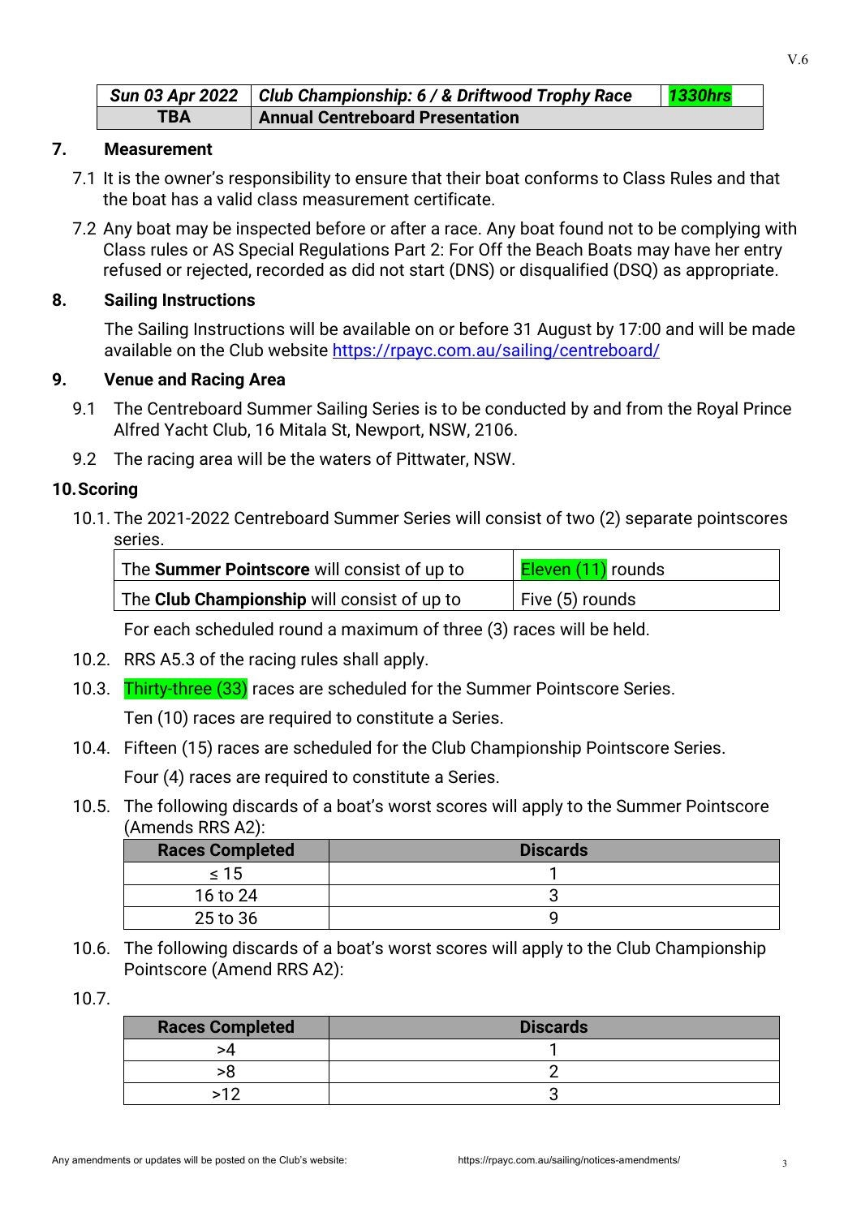| *Sun 03 Apr 2022* | *Club Championship: 6 / & Driftwood Trophy Race* | *1330hrs* |
|---|---|---|
| **TBA** | **Annual Centreboard Presentation** | |

## 7. Measurement

7.1 It is the owner's responsibility to ensure that their boat conforms to Class Rules and that the boat has a valid class measurement certificate.

7.2 Any boat may be inspected before or after a race. Any boat found not to be complying with Class rules or AS Special Regulations Part 2: For Off the Beach Boats may have her entry refused or rejected, recorded as did not start (DNS) or disqualified (DSQ) as appropriate.

## 8. Sailing Instructions

The Sailing Instructions will be available on or before 31 August by 17:00 and will be made available on the Club website https://rpayc.com.au/sailing/centreboard/

## 9. Venue and Racing Area

9.1 The Centreboard Summer Sailing Series is to be conducted by and from the Royal Prince Alfred Yacht Club, 16 Mitala St, Newport, NSW, 2106.

9.2 The racing area will be the waters of Pittwater, NSW.

## 10. Scoring

10.1. The 2021-2022 Centreboard Summer Series will consist of two (2) separate pointscores series.

| The **Summer Pointscore** will consist of up to | Eleven (11) rounds |
|---|---|
| The **Club Championship** will consist of up to | Five (5) rounds |

For each scheduled round a maximum of three (3) races will be held.

10.2. RRS A5.3 of the racing rules shall apply.

10.3. Thirty-three (33) races are scheduled for the Summer Pointscore Series.

Ten (10) races are required to constitute a Series.

10.4. Fifteen (15) races are scheduled for the Club Championship Pointscore Series.

Four (4) races are required to constitute a Series.

10.5. The following discards of a boat's worst scores will apply to the Summer Pointscore (Amends RRS A2):

| Races Completed | Discards |
|---|---|
| ≤ 15 | 1 |
| 16 to 24 | 3 |
| 25 to 36 | 9 |

10.6. The following discards of a boat's worst scores will apply to the Club Championship Pointscore (Amend RRS A2):

10.7.

| Races Completed | Discards |
|---|---|
| >4 | 1 |
| >8 | 2 |
| >12 | 3 |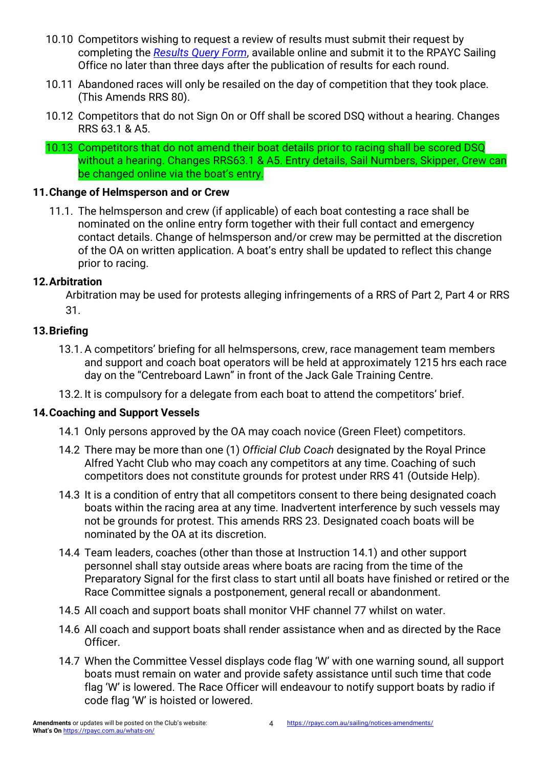10.10 Competitors wishing to request a review of results must submit their request by completing the *Results Query Form*, available online and submit it to the RPAYC Sailing Office no later than three days after the publication of results for each round.

10.11 Abandoned races will only be resailed on the day of competition that they took place. (This Amends RRS 80).

10.12 Competitors that do not Sign On or Off shall be scored DSQ without a hearing. Changes RRS 63.1 & A5.

10.13 Competitors that do not amend their boat details prior to racing shall be scored DSQ without a hearing. Changes RRS63.1 & A5. Entry details, Sail Numbers, Skipper, Crew can be changed online via the boat's entry.

## 11. Change of Helmsperson and or Crew

11.1. The helmsperson and crew (if applicable) of each boat contesting a race shall be nominated on the online entry form together with their full contact and emergency contact details. Change of helmsperson and/or crew may be permitted at the discretion of the OA on written application. A boat's entry shall be updated to reflect this change prior to racing.

## 12. Arbitration

Arbitration may be used for protests alleging infringements of a RRS of Part 2, Part 4 or RRS 31.

## 13. Briefing

13.1. A competitors' briefing for all helmspersons, crew, race management team members and support and coach boat operators will be held at approximately 1215 hrs each race day on the "Centreboard Lawn" in front of the Jack Gale Training Centre.

13.2. It is compulsory for a delegate from each boat to attend the competitors' brief.

## 14. Coaching and Support Vessels

14.1 Only persons approved by the OA may coach novice (Green Fleet) competitors.

14.2 There may be more than one (1) *Official Club Coach* designated by the Royal Prince Alfred Yacht Club who may coach any competitors at any time. Coaching of such competitors does not constitute grounds for protest under RRS 41 (Outside Help).

14.3 It is a condition of entry that all competitors consent to there being designated coach boats within the racing area at any time. Inadvertent interference by such vessels may not be grounds for protest. This amends RRS 23. Designated coach boats will be nominated by the OA at its discretion.

14.4 Team leaders, coaches (other than those at Instruction 14.1) and other support personnel shall stay outside areas where boats are racing from the time of the Preparatory Signal for the first class to start until all boats have finished or retired or the Race Committee signals a postponement, general recall or abandonment.

14.5 All coach and support boats shall monitor VHF channel 77 whilst on water.

14.6 All coach and support boats shall render assistance when and as directed by the Race Officer.

14.7 When the Committee Vessel displays code flag 'W' with one warning sound, all support boats must remain on water and provide safety assistance until such time that code flag 'W' is lowered. The Race Officer will endeavour to notify support boats by radio if code flag 'W' is hoisted or lowered.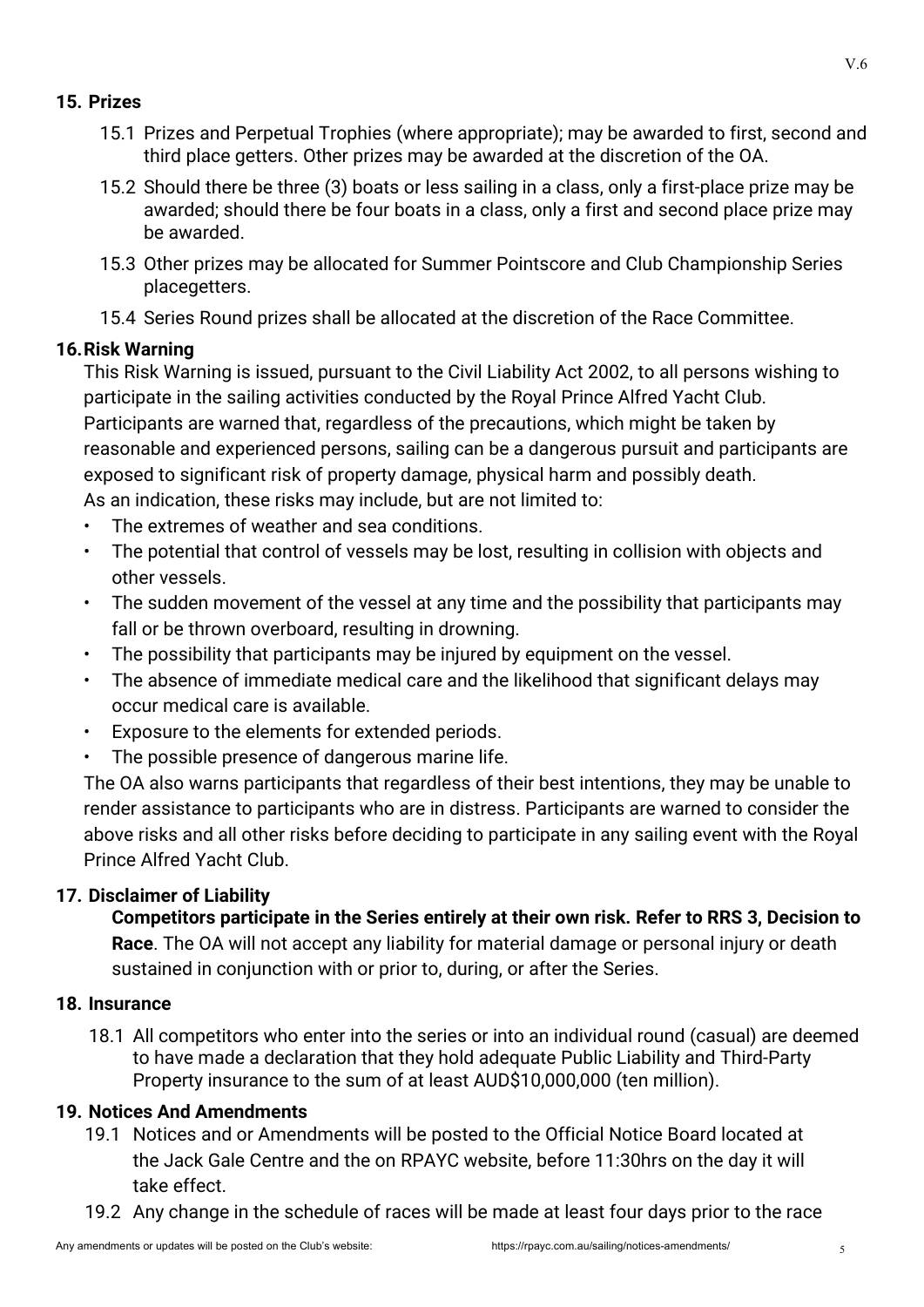## 15. Prizes

15.1 Prizes and Perpetual Trophies (where appropriate); may be awarded to first, second and third place getters. Other prizes may be awarded at the discretion of the OA.

15.2 Should there be three (3) boats or less sailing in a class, only a first-place prize may be awarded; should there be four boats in a class, only a first and second place prize may be awarded.

15.3 Other prizes may be allocated for Summer Pointscore and Club Championship Series placegetters.

15.4 Series Round prizes shall be allocated at the discretion of the Race Committee.

## 16. Risk Warning

This Risk Warning is issued, pursuant to the Civil Liability Act 2002, to all persons wishing to participate in the sailing activities conducted by the Royal Prince Alfred Yacht Club. Participants are warned that, regardless of the precautions, which might be taken by reasonable and experienced persons, sailing can be a dangerous pursuit and participants are exposed to significant risk of property damage, physical harm and possibly death.

As an indication, these risks may include, but are not limited to:

- The extremes of weather and sea conditions.
- The potential that control of vessels may be lost, resulting in collision with objects and other vessels.
- The sudden movement of the vessel at any time and the possibility that participants may fall or be thrown overboard, resulting in drowning.
- The possibility that participants may be injured by equipment on the vessel.
- The absence of immediate medical care and the likelihood that significant delays may occur medical care is available.
- Exposure to the elements for extended periods.
- The possible presence of dangerous marine life.

The OA also warns participants that regardless of their best intentions, they may be unable to render assistance to participants who are in distress. Participants are warned to consider the above risks and all other risks before deciding to participate in any sailing event with the Royal Prince Alfred Yacht Club.

## 17. Disclaimer of Liability

**Competitors participate in the Series entirely at their own risk. Refer to RRS 3, Decision to Race**. The OA will not accept any liability for material damage or personal injury or death sustained in conjunction with or prior to, during, or after the Series.

## 18. Insurance

18.1 All competitors who enter into the series or into an individual round (casual) are deemed to have made a declaration that they hold adequate Public Liability and Third-Party Property insurance to the sum of at least AUD$10,000,000 (ten million).

## 19. Notices And Amendments

19.1 Notices and or Amendments will be posted to the Official Notice Board located at the Jack Gale Centre and the on RPAYC website, before 11:30hrs on the day it will take effect.

19.2 Any change in the schedule of races will be made at least four days prior to the race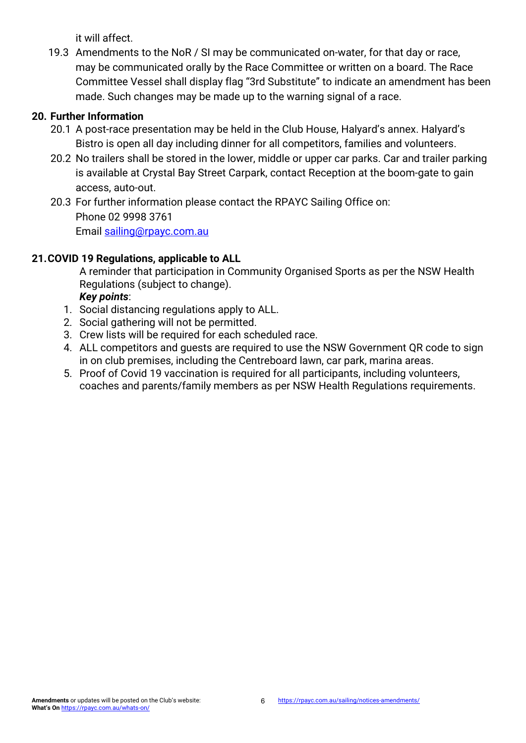it will affect.

19.3 Amendments to the NoR / SI may be communicated on-water, for that day or race, may be communicated orally by the Race Committee or written on a board. The Race Committee Vessel shall display flag "3rd Substitute" to indicate an amendment has been made. Such changes may be made up to the warning signal of a race.

## 20. Further Information

20.1 A post-race presentation may be held in the Club House, Halyard's annex. Halyard's Bistro is open all day including dinner for all competitors, families and volunteers.

20.2 No trailers shall be stored in the lower, middle or upper car parks. Car and trailer parking is available at Crystal Bay Street Carpark, contact Reception at the boom-gate to gain access, auto-out.

20.3 For further information please contact the RPAYC Sailing Office on:
Phone 02 9998 3761
Email [sailing@rpayc.com.au](mailto:sailing@rpayc.com.au)

## 21. COVID 19 Regulations, applicable to ALL

A reminder that participation in Community Organised Sports as per the NSW Health Regulations (subject to change).

***Key points***:

1. Social distancing regulations apply to ALL.
2. Social gathering will not be permitted.
3. Crew lists will be required for each scheduled race.
4. ALL competitors and guests are required to use the NSW Government QR code to sign in on club premises, including the Centreboard lawn, car park, marina areas.
5. Proof of Covid 19 vaccination is required for all participants, including volunteers, coaches and parents/family members as per NSW Health Regulations requirements.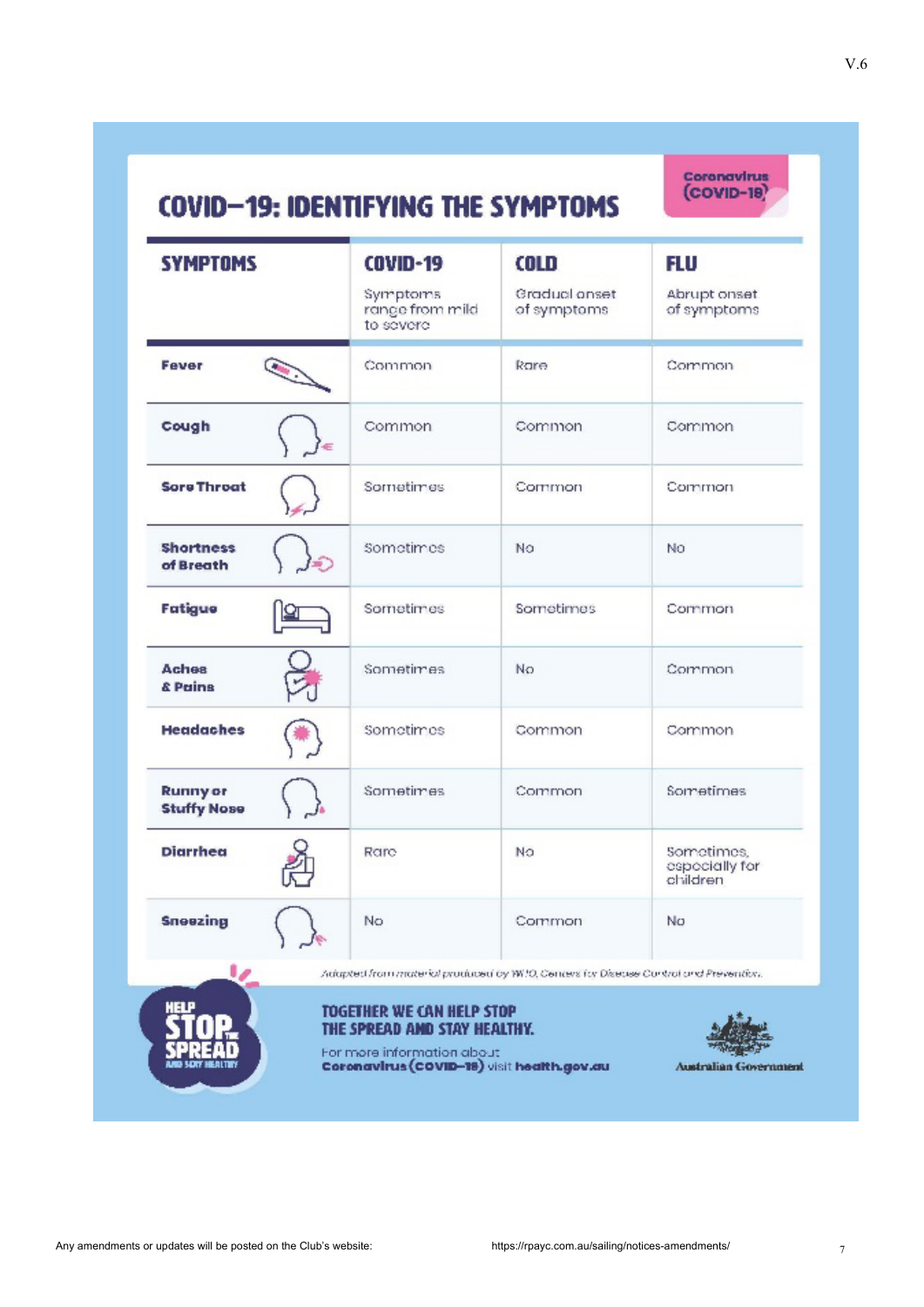Coronavirus (COVID-19)

# COVID–19: IDENTIFYING THE SYMPTOMS

| SYMPTOMS | COVID-19<br>Symptoms range from mild to severe | COLD<br>Gradual onset of symptoms | FLU<br>Abrupt onset of symptoms |
|---|---|---|---|
| **Fever** | Common | Rare | Common |
| **Cough** | Common | Common | Common |
| **Sore Throat** | Sometimes | Common | Common |
| **Shortness of Breath** | Sometimes | No | No |
| **Fatigue** | Sometimes | Sometimes | Common |
| **Aches & Pains** | Sometimes | No | Common |
| **Headaches** | Sometimes | Common | Common |
| **Runny or Stuffy Nose** | Sometimes | Common | Sometimes |
| **Diarrhea** | Rare | No | Sometimes, especially for children |
| **Sneezing** | No | Common | No |

*Adapted from material produced by WHO, Centers for Disease Control and Prevention.*

HELP STOP THE SPREAD AND STAY HEALTHY

**TOGETHER WE CAN HELP STOP THE SPREAD AND STAY HEALTHY.**

For more information about **Coronavirus (COVID-19)** visit **health.gov.au**

Australian Government

Any amendments or updates will be posted on the Club's website: https://rpayc.com.au/sailing/notices-amendments/